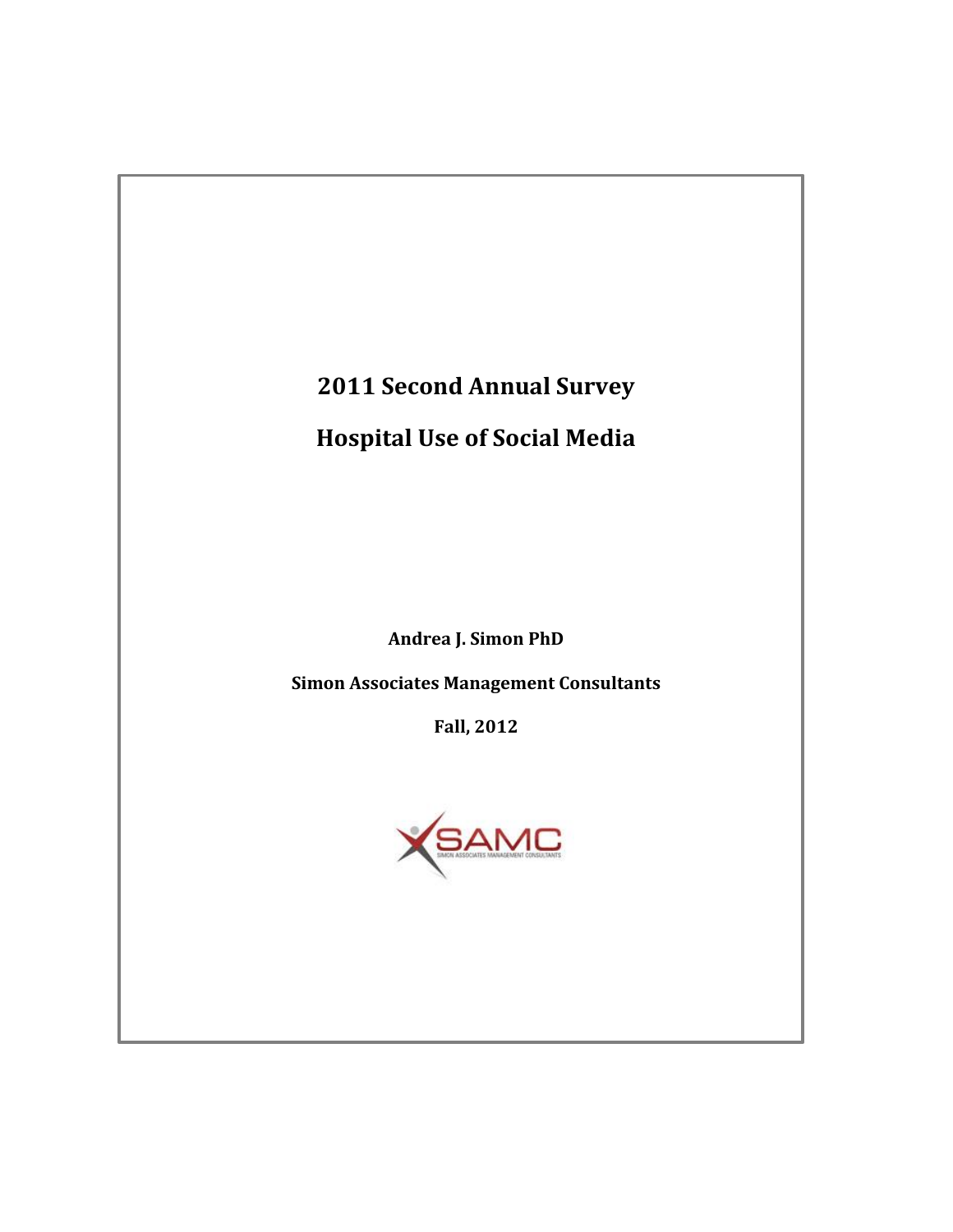# 2011 Second Annual Survey

# Hospital Use of Social Media

**Andrea J. Simon PhD**

**Simon Associates Management Consultants**

**Fall, 2012**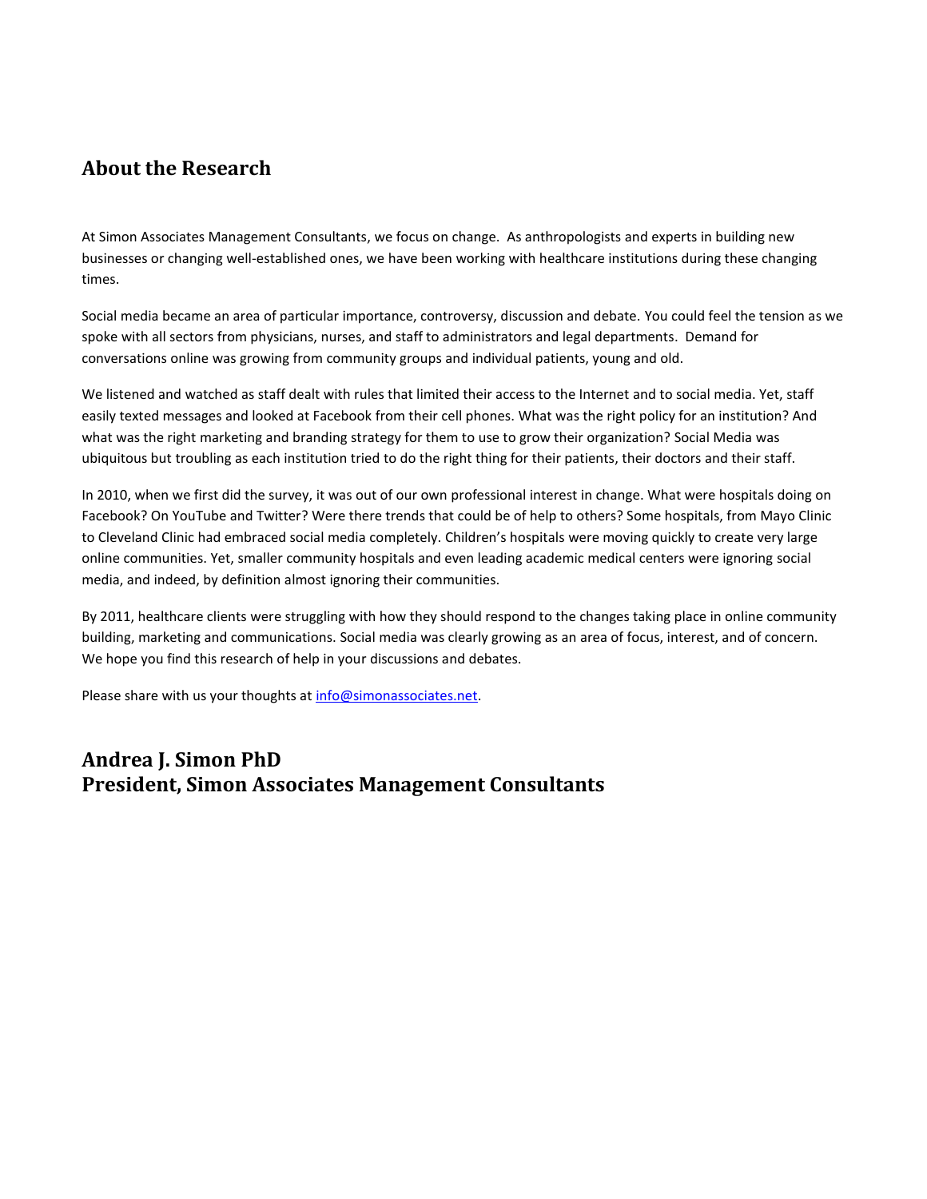## About the Research

At Simon Associates Management Consultants, we focus on change. As anthropologists and experts in building new businesses or changing well-established ones, we have been working with healthcare institutions during these changing times.

Social media became an area of particular importance, controversy, discussion and debate. You could feel the tension as we spoke with all sectors from physicians, nurses, and staff to administrators and legal departments. Demand for conversations online was growing from community groups and individual patients, young and old.

We listened and watched as staff dealt with rules that limited their access to the Internet and to social media. Yet, staff easily texted messages and looked at Facebook from their cell phones. What was the right policy for an institution? And what was the right marketing and branding strategy for them to use to grow their organization? Social Media was ubiquitous but troubling as each institution tried to do the right thing for their patients, their doctors and their staff.

In 2010, when we first did the survey, it was out of our own professional interest in change. What were hospitals doing on Facebook? On YouTube and Twitter? Were there trends that could be of help to others? Some hospitals, from Mayo Clinic to Cleveland Clinic had embraced social media completely. Children's hospitals were moving quickly to create very large online communities. Yet, smaller community hospitals and even leading academic medical centers were ignoring social media, and indeed, by definition almost ignoring their communities.

By 2011, healthcare clients were struggling with how they should respond to the changes taking place in online community building, marketing and communications. Social media was clearly growing as an area of focus, interest, and of concern. We hope you find this research of help in your discussions and debates.

Please share with us your thoughts at info@simonassociates.net.

**Andrea J. Simon PhD**
**President, Simon Associates Management Consultants**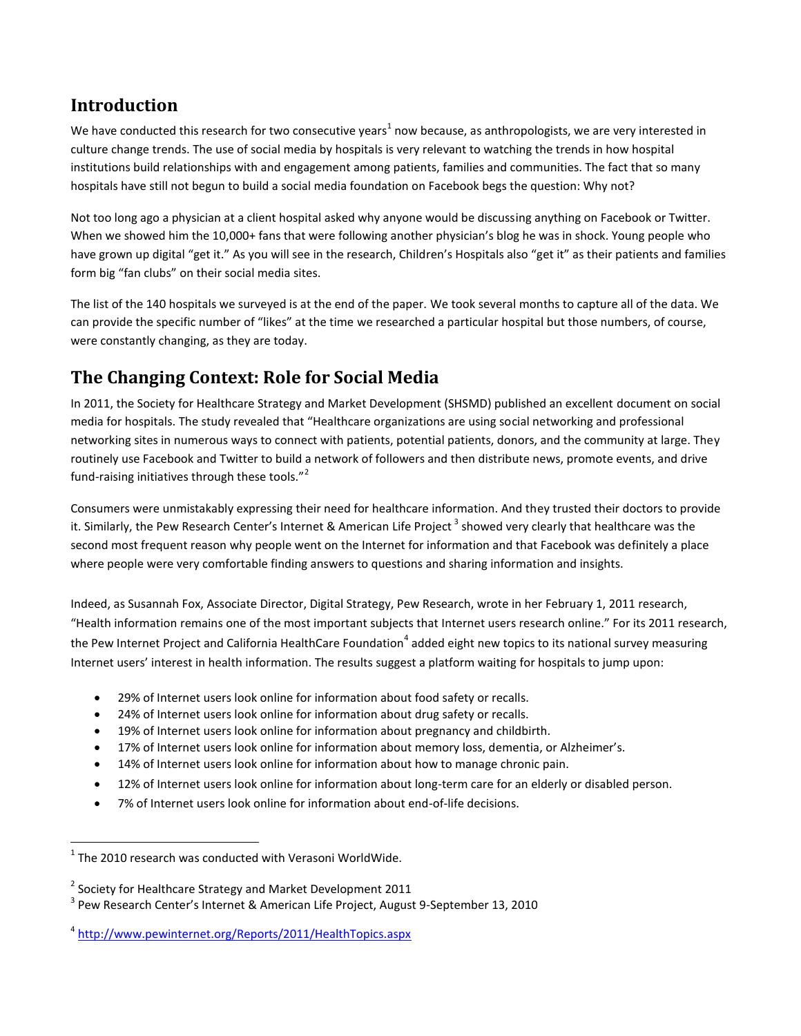## Introduction

We have conducted this research for two consecutive years[1] now because, as anthropologists, we are very interested in culture change trends. The use of social media by hospitals is very relevant to watching the trends in how hospital institutions build relationships with and engagement among patients, families and communities. The fact that so many hospitals have still not begun to build a social media foundation on Facebook begs the question: Why not?

Not too long ago a physician at a client hospital asked why anyone would be discussing anything on Facebook or Twitter. When we showed him the 10,000+ fans that were following another physician's blog he was in shock. Young people who have grown up digital "get it." As you will see in the research, Children's Hospitals also "get it" as their patients and families form big "fan clubs" on their social media sites.

The list of the 140 hospitals we surveyed is at the end of the paper. We took several months to capture all of the data. We can provide the specific number of "likes" at the time we researched a particular hospital but those numbers, of course, were constantly changing, as they are today.

## The Changing Context: Role for Social Media

In 2011, the Society for Healthcare Strategy and Market Development (SHSMD) published an excellent document on social media for hospitals. The study revealed that "Healthcare organizations are using social networking and professional networking sites in numerous ways to connect with patients, potential patients, donors, and the community at large. They routinely use Facebook and Twitter to build a network of followers and then distribute news, promote events, and drive fund-raising initiatives through these tools."[2]

Consumers were unmistakably expressing their need for healthcare information. And they trusted their doctors to provide it. Similarly, the Pew Research Center's Internet & American Life Project[3] showed very clearly that healthcare was the second most frequent reason why people went on the Internet for information and that Facebook was definitely a place where people were very comfortable finding answers to questions and sharing information and insights.

Indeed, as Susannah Fox, Associate Director, Digital Strategy, Pew Research, wrote in her February 1, 2011 research, "Health information remains one of the most important subjects that Internet users research online." For its 2011 research, the Pew Internet Project and California HealthCare Foundation[4] added eight new topics to its national survey measuring Internet users' interest in health information. The results suggest a platform waiting for hospitals to jump upon:

- 29% of Internet users look online for information about food safety or recalls.
- 24% of Internet users look online for information about drug safety or recalls.
- 19% of Internet users look online for information about pregnancy and childbirth.
- 17% of Internet users look online for information about memory loss, dementia, or Alzheimer's.
- 14% of Internet users look online for information about how to manage chronic pain.
- 12% of Internet users look online for information about long-term care for an elderly or disabled person.
- 7% of Internet users look online for information about end-of-life decisions.

---

[1] The 2010 research was conducted with Verasoni WorldWide.

[2] Society for Healthcare Strategy and Market Development 2011

[3] Pew Research Center's Internet & American Life Project, August 9-September 13, 2010

[4] http://www.pewinternet.org/Reports/2011/HealthTopics.aspx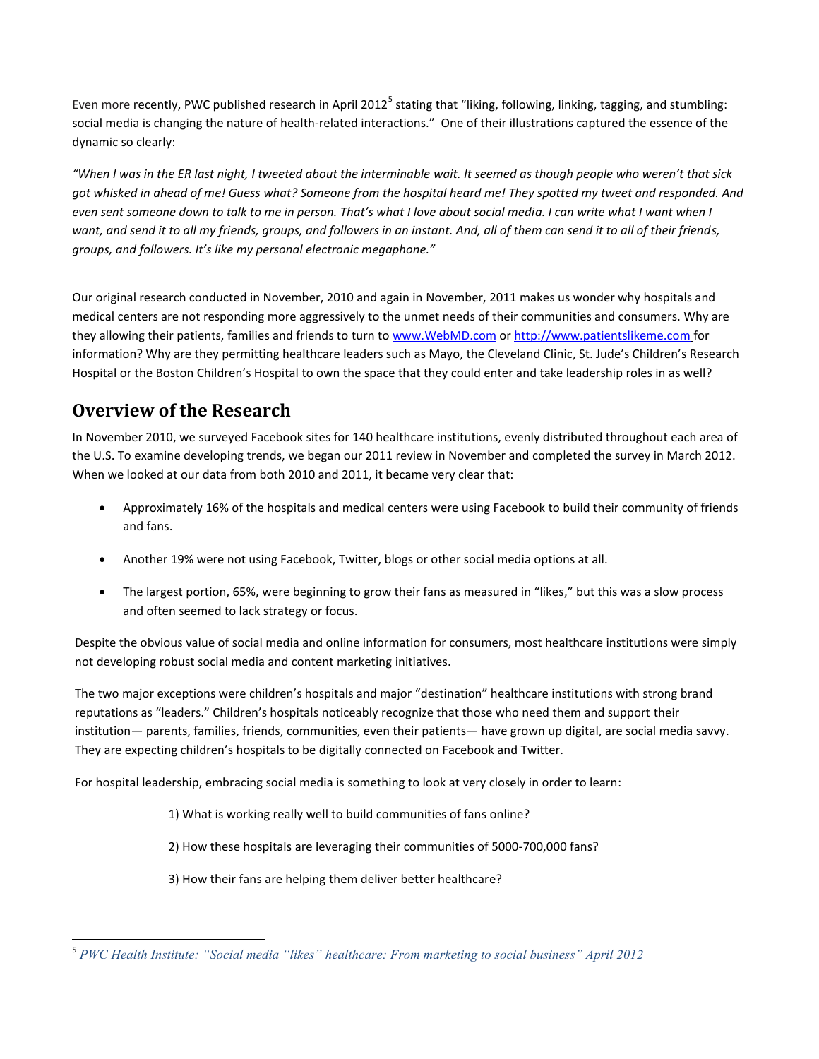Even more recently, PWC published research in April 2012[5] stating that "liking, following, linking, tagging, and stumbling: social media is changing the nature of health-related interactions." One of their illustrations captured the essence of the dynamic so clearly:

*"When I was in the ER last night, I tweeted about the interminable wait. It seemed as though people who weren't that sick got whisked in ahead of me! Guess what? Someone from the hospital heard me! They spotted my tweet and responded. And even sent someone down to talk to me in person. That's what I love about social media. I can write what I want when I want, and send it to all my friends, groups, and followers in an instant. And, all of them can send it to all of their friends, groups, and followers. It's like my personal electronic megaphone."*

Our original research conducted in November, 2010 and again in November, 2011 makes us wonder why hospitals and medical centers are not responding more aggressively to the unmet needs of their communities and consumers. Why are they allowing their patients, families and friends to turn to [www.WebMD.com](http://www.WebMD.com) or [http://www.patientslikeme.com](http://www.patientslikeme.com) for information? Why are they permitting healthcare leaders such as Mayo, the Cleveland Clinic, St. Jude's Children's Research Hospital or the Boston Children's Hospital to own the space that they could enter and take leadership roles in as well?

## Overview of the Research

In November 2010, we surveyed Facebook sites for 140 healthcare institutions, evenly distributed throughout each area of the U.S. To examine developing trends, we began our 2011 review in November and completed the survey in March 2012. When we looked at our data from both 2010 and 2011, it became very clear that:

- Approximately 16% of the hospitals and medical centers were using Facebook to build their community of friends and fans.
- Another 19% were not using Facebook, Twitter, blogs or other social media options at all.
- The largest portion, 65%, were beginning to grow their fans as measured in "likes," but this was a slow process and often seemed to lack strategy or focus.

Despite the obvious value of social media and online information for consumers, most healthcare institutions were simply not developing robust social media and content marketing initiatives.

The two major exceptions were children's hospitals and major "destination" healthcare institutions with strong brand reputations as "leaders." Children's hospitals noticeably recognize that those who need them and support their institution— parents, families, friends, communities, even their patients— have grown up digital, are social media savvy. They are expecting children's hospitals to be digitally connected on Facebook and Twitter.

For hospital leadership, embracing social media is something to look at very closely in order to learn:

1) What is working really well to build communities of fans online?

2) How these hospitals are leveraging their communities of 5000-700,000 fans?

3) How their fans are helping them deliver better healthcare?

---

[5] *PWC Health Institute: "Social media "likes" healthcare: From marketing to social business" April 2012*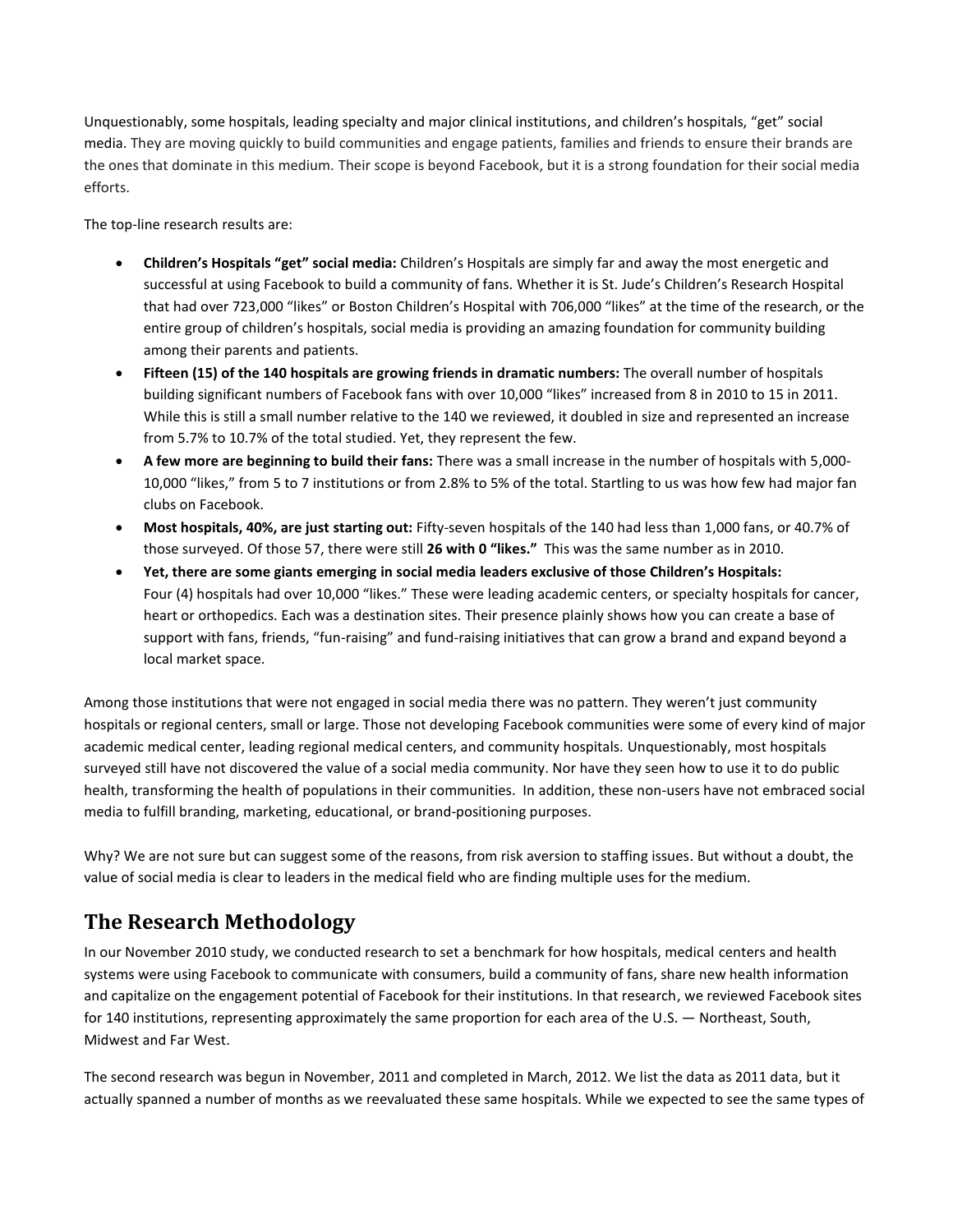Unquestionably, some hospitals, leading specialty and major clinical institutions, and children's hospitals, "get" social media. They are moving quickly to build communities and engage patients, families and friends to ensure their brands are the ones that dominate in this medium. Their scope is beyond Facebook, but it is a strong foundation for their social media efforts.

The top-line research results are:

- **Children's Hospitals "get" social media:** Children's Hospitals are simply far and away the most energetic and successful at using Facebook to build a community of fans. Whether it is St. Jude's Children's Research Hospital that had over 723,000 "likes" or Boston Children's Hospital with 706,000 "likes" at the time of the research, or the entire group of children's hospitals, social media is providing an amazing foundation for community building among their parents and patients.
- **Fifteen (15) of the 140 hospitals are growing friends in dramatic numbers:** The overall number of hospitals building significant numbers of Facebook fans with over 10,000 "likes" increased from 8 in 2010 to 15 in 2011. While this is still a small number relative to the 140 we reviewed, it doubled in size and represented an increase from 5.7% to 10.7% of the total studied. Yet, they represent the few.
- **A few more are beginning to build their fans:** There was a small increase in the number of hospitals with 5,000-10,000 "likes," from 5 to 7 institutions or from 2.8% to 5% of the total. Startling to us was how few had major fan clubs on Facebook.
- **Most hospitals, 40%, are just starting out:** Fifty-seven hospitals of the 140 had less than 1,000 fans, or 40.7% of those surveyed. Of those 57, there were still **26 with 0 "likes."** This was the same number as in 2010.
- **Yet, there are some giants emerging in social media leaders exclusive of those Children's Hospitals:** Four (4) hospitals had over 10,000 "likes." These were leading academic centers, or specialty hospitals for cancer, heart or orthopedics. Each was a destination sites. Their presence plainly shows how you can create a base of support with fans, friends, "fun-raising" and fund-raising initiatives that can grow a brand and expand beyond a local market space.

Among those institutions that were not engaged in social media there was no pattern. They weren't just community hospitals or regional centers, small or large. Those not developing Facebook communities were some of every kind of major academic medical center, leading regional medical centers, and community hospitals. Unquestionably, most hospitals surveyed still have not discovered the value of a social media community. Nor have they seen how to use it to do public health, transforming the health of populations in their communities. In addition, these non-users have not embraced social media to fulfill branding, marketing, educational, or brand-positioning purposes.

Why? We are not sure but can suggest some of the reasons, from risk aversion to staffing issues. But without a doubt, the value of social media is clear to leaders in the medical field who are finding multiple uses for the medium.

## The Research Methodology

In our November 2010 study, we conducted research to set a benchmark for how hospitals, medical centers and health systems were using Facebook to communicate with consumers, build a community of fans, share new health information and capitalize on the engagement potential of Facebook for their institutions. In that research, we reviewed Facebook sites for 140 institutions, representing approximately the same proportion for each area of the U.S. — Northeast, South, Midwest and Far West.

The second research was begun in November, 2011 and completed in March, 2012. We list the data as 2011 data, but it actually spanned a number of months as we reevaluated these same hospitals. While we expected to see the same types of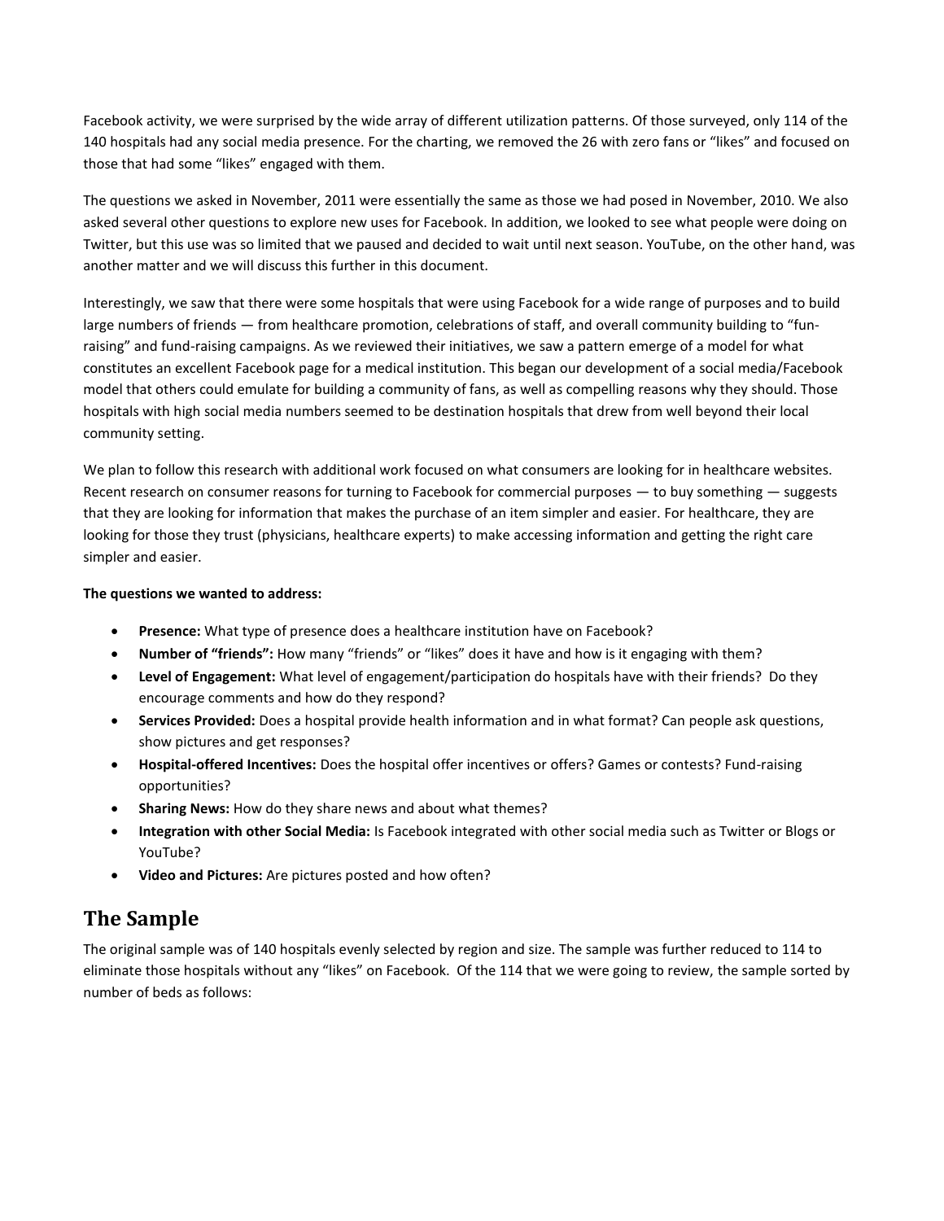Facebook activity, we were surprised by the wide array of different utilization patterns. Of those surveyed, only 114 of the 140 hospitals had any social media presence. For the charting, we removed the 26 with zero fans or "likes" and focused on those that had some "likes" engaged with them.

The questions we asked in November, 2011 were essentially the same as those we had posed in November, 2010. We also asked several other questions to explore new uses for Facebook. In addition, we looked to see what people were doing on Twitter, but this use was so limited that we paused and decided to wait until next season. YouTube, on the other hand, was another matter and we will discuss this further in this document.

Interestingly, we saw that there were some hospitals that were using Facebook for a wide range of purposes and to build large numbers of friends — from healthcare promotion, celebrations of staff, and overall community building to "fun-raising" and fund-raising campaigns. As we reviewed their initiatives, we saw a pattern emerge of a model for what constitutes an excellent Facebook page for a medical institution. This began our development of a social media/Facebook model that others could emulate for building a community of fans, as well as compelling reasons why they should. Those hospitals with high social media numbers seemed to be destination hospitals that drew from well beyond their local community setting.

We plan to follow this research with additional work focused on what consumers are looking for in healthcare websites. Recent research on consumer reasons for turning to Facebook for commercial purposes — to buy something — suggests that they are looking for information that makes the purchase of an item simpler and easier. For healthcare, they are looking for those they trust (physicians, healthcare experts) to make accessing information and getting the right care simpler and easier.

**The questions we wanted to address:**

- **Presence:** What type of presence does a healthcare institution have on Facebook?
- **Number of "friends":** How many "friends" or "likes" does it have and how is it engaging with them?
- **Level of Engagement:** What level of engagement/participation do hospitals have with their friends? Do they encourage comments and how do they respond?
- **Services Provided:** Does a hospital provide health information and in what format? Can people ask questions, show pictures and get responses?
- **Hospital-offered Incentives:** Does the hospital offer incentives or offers? Games or contests? Fund-raising opportunities?
- **Sharing News:** How do they share news and about what themes?
- **Integration with other Social Media:** Is Facebook integrated with other social media such as Twitter or Blogs or YouTube?
- **Video and Pictures:** Are pictures posted and how often?

## The Sample

The original sample was of 140 hospitals evenly selected by region and size. The sample was further reduced to 114 to eliminate those hospitals without any "likes" on Facebook. Of the 114 that we were going to review, the sample sorted by number of beds as follows: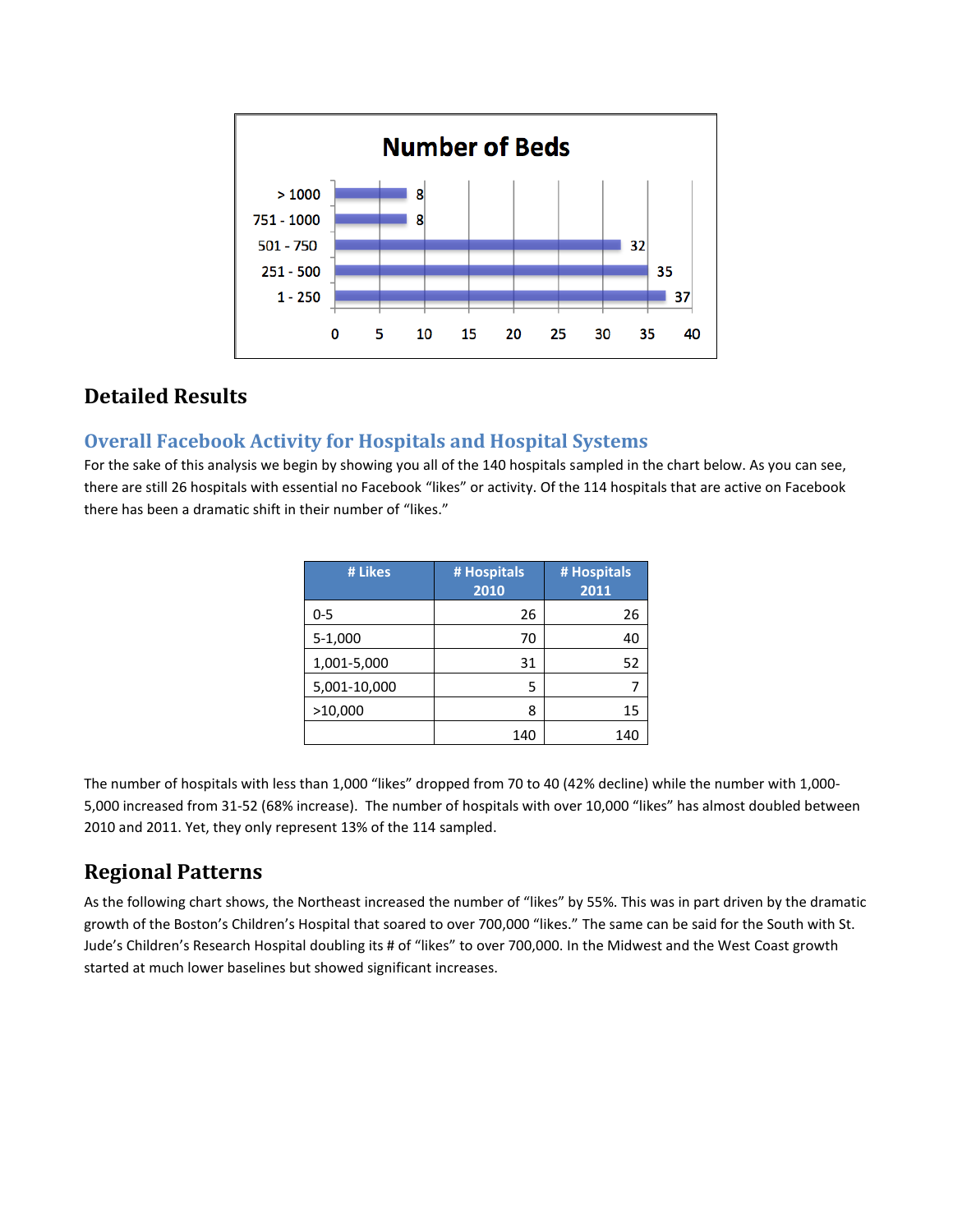**Number of Beds**

| Number of Beds | Count |
|---|---|
| > 1000 | 8 |
| 751 - 1000 | 8 |
| 501 - 750 | 32 |
| 251 - 500 | 35 |
| 1 - 250 | 37 |

## Detailed Results

### Overall Facebook Activity for Hospitals and Hospital Systems

For the sake of this analysis we begin by showing you all of the 140 hospitals sampled in the chart below. As you can see, there are still 26 hospitals with essential no Facebook "likes" or activity. Of the 114 hospitals that are active on Facebook there has been a dramatic shift in their number of "likes."

| # Likes | # Hospitals 2010 | # Hospitals 2011 |
|---|---|---|
| 0-5 | 26 | 26 |
| 5-1,000 | 70 | 40 |
| 1,001-5,000 | 31 | 52 |
| 5,001-10,000 | 5 | 7 |
| >10,000 | 8 | 15 |
| | 140 | 140 |

The number of hospitals with less than 1,000 "likes" dropped from 70 to 40 (42% decline) while the number with 1,000-5,000 increased from 31-52 (68% increase). The number of hospitals with over 10,000 "likes" has almost doubled between 2010 and 2011. Yet, they only represent 13% of the 114 sampled.

## Regional Patterns

As the following chart shows, the Northeast increased the number of "likes" by 55%. This was in part driven by the dramatic growth of the Boston's Children's Hospital that soared to over 700,000 "likes." The same can be said for the South with St. Jude's Children's Research Hospital doubling its # of "likes" to over 700,000. In the Midwest and the West Coast growth started at much lower baselines but showed significant increases.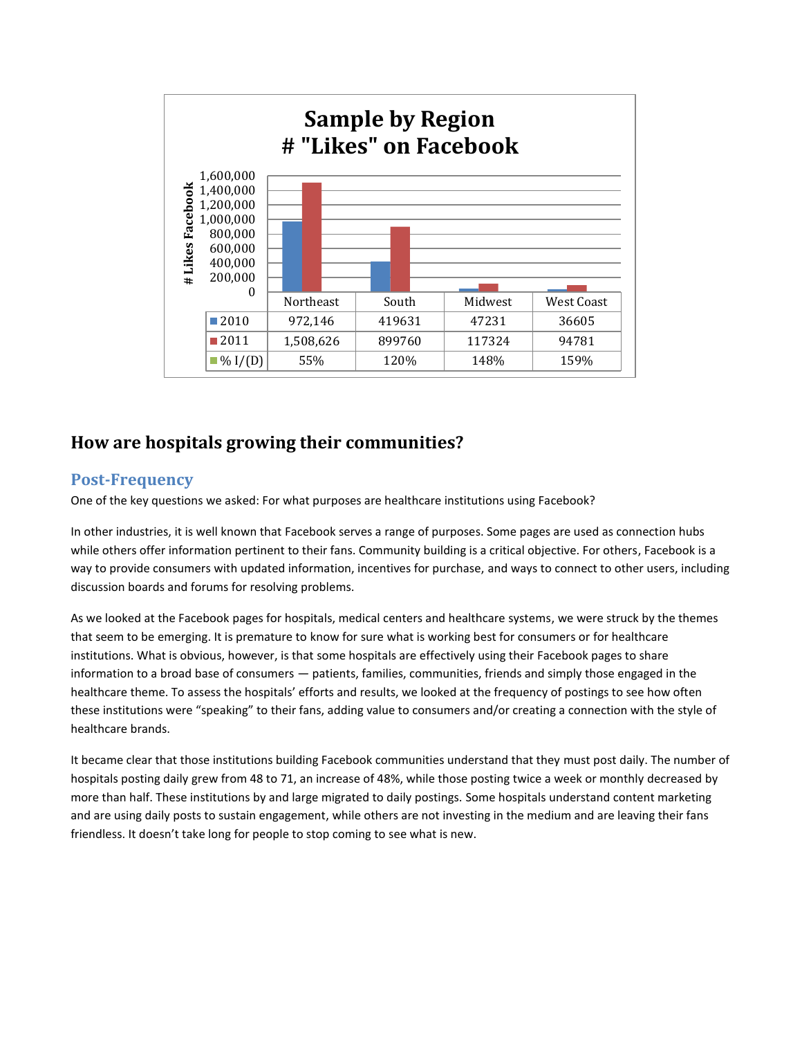**Sample by Region**
**# "Likes" on Facebook**

| | Northeast | South | Midwest | West Coast |
|---|---|---|---|---|
| 2010 | 972,146 | 419631 | 47231 | 36605 |
| 2011 | 1,508,626 | 899760 | 117324 | 94781 |
| % I/(D) | 55% | 120% | 148% | 159% |

## How are hospitals growing their communities?

### Post-Frequency

One of the key questions we asked: For what purposes are healthcare institutions using Facebook?

In other industries, it is well known that Facebook serves a range of purposes. Some pages are used as connection hubs while others offer information pertinent to their fans. Community building is a critical objective. For others, Facebook is a way to provide consumers with updated information, incentives for purchase, and ways to connect to other users, including discussion boards and forums for resolving problems.

As we looked at the Facebook pages for hospitals, medical centers and healthcare systems, we were struck by the themes that seem to be emerging. It is premature to know for sure what is working best for consumers or for healthcare institutions. What is obvious, however, is that some hospitals are effectively using their Facebook pages to share information to a broad base of consumers — patients, families, communities, friends and simply those engaged in the healthcare theme. To assess the hospitals' efforts and results, we looked at the frequency of postings to see how often these institutions were "speaking" to their fans, adding value to consumers and/or creating a connection with the style of healthcare brands.

It became clear that those institutions building Facebook communities understand that they must post daily. The number of hospitals posting daily grew from 48 to 71, an increase of 48%, while those posting twice a week or monthly decreased by more than half. These institutions by and large migrated to daily postings. Some hospitals understand content marketing and are using daily posts to sustain engagement, while others are not investing in the medium and are leaving their fans friendless. It doesn't take long for people to stop coming to see what is new.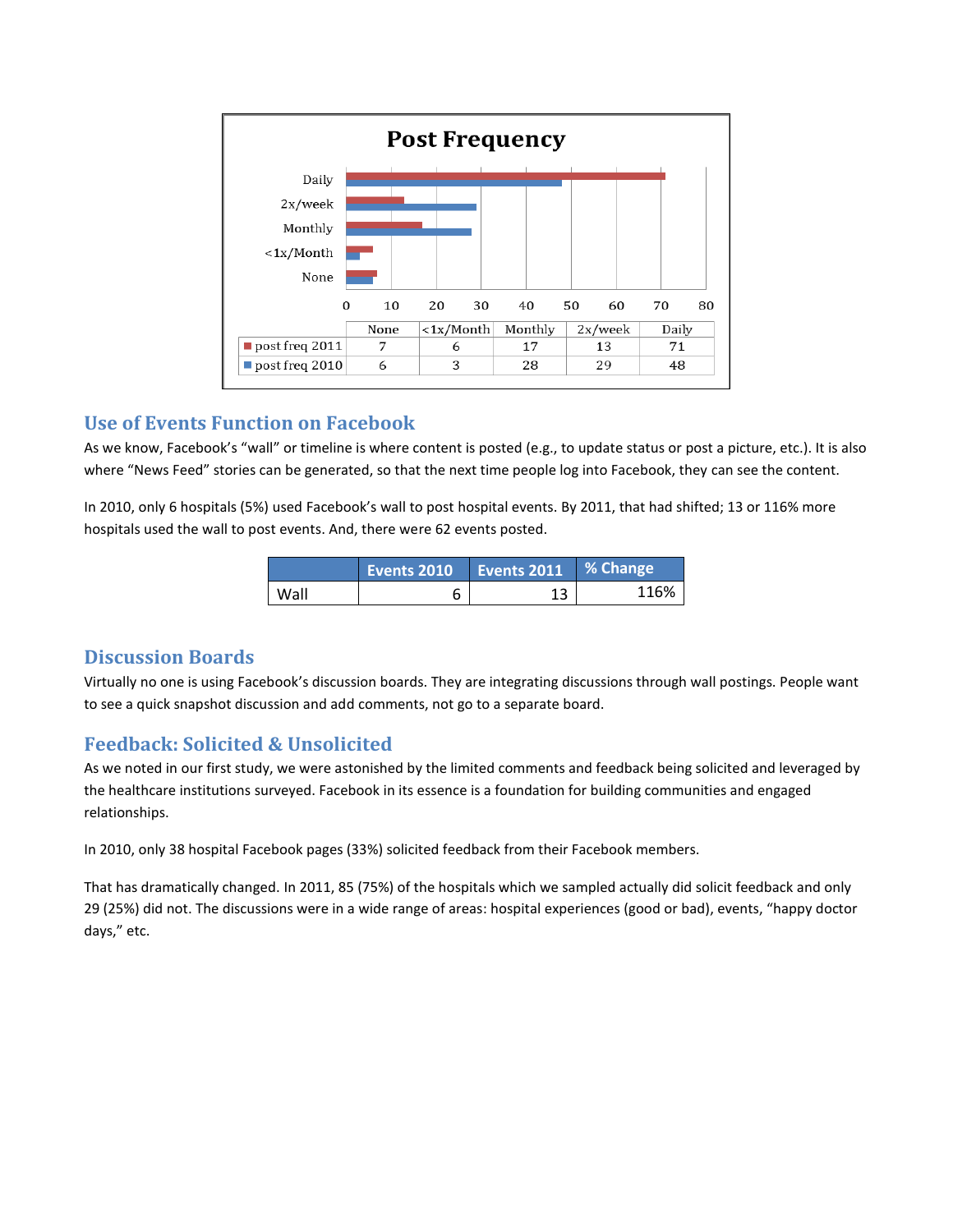**Post Frequency**

|  | None | <1x/Month | Monthly | 2x/week | Daily |
|---|---|---|---|---|---|
| post freq 2011 | 7 | 6 | 17 | 13 | 71 |
| post freq 2010 | 6 | 3 | 28 | 29 | 48 |

## Use of Events Function on Facebook

As we know, Facebook's "wall" or timeline is where content is posted (e.g., to update status or post a picture, etc.). It is also where "News Feed" stories can be generated, so that the next time people log into Facebook, they can see the content.

In 2010, only 6 hospitals (5%) used Facebook's wall to post hospital events. By 2011, that had shifted; 13 or 116% more hospitals used the wall to post events. And, there were 62 events posted.

|  | Events 2010 | Events 2011 | % Change |
|---|---|---|---|
| Wall | 6 | 13 | 116% |

## Discussion Boards

Virtually no one is using Facebook's discussion boards. They are integrating discussions through wall postings. People want to see a quick snapshot discussion and add comments, not go to a separate board.

## Feedback: Solicited & Unsolicited

As we noted in our first study, we were astonished by the limited comments and feedback being solicited and leveraged by the healthcare institutions surveyed. Facebook in its essence is a foundation for building communities and engaged relationships.

In 2010, only 38 hospital Facebook pages (33%) solicited feedback from their Facebook members.

That has dramatically changed. In 2011, 85 (75%) of the hospitals which we sampled actually did solicit feedback and only 29 (25%) did not. The discussions were in a wide range of areas: hospital experiences (good or bad), events, "happy doctor days," etc.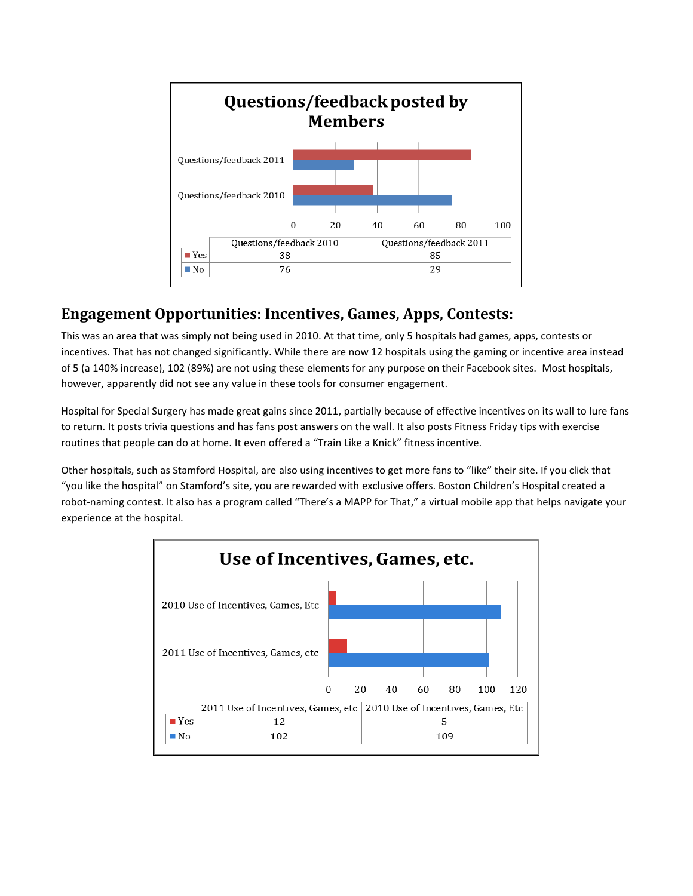**Questions/feedback posted by Members**

| | Questions/feedback 2010 | Questions/feedback 2011 |
|---|---|---|
| Yes | 38 | 85 |
| No | 76 | 29 |

## Engagement Opportunities: Incentives, Games, Apps, Contests:

This was an area that was simply not being used in 2010. At that time, only 5 hospitals had games, apps, contests or incentives. That has not changed significantly. While there are now 12 hospitals using the gaming or incentive area instead of 5 (a 140% increase), 102 (89%) are not using these elements for any purpose on their Facebook sites. Most hospitals, however, apparently did not see any value in these tools for consumer engagement.

Hospital for Special Surgery has made great gains since 2011, partially because of effective incentives on its wall to lure fans to return. It posts trivia questions and has fans post answers on the wall. It also posts Fitness Friday tips with exercise routines that people can do at home. It even offered a "Train Like a Knick" fitness incentive.

Other hospitals, such as Stamford Hospital, are also using incentives to get more fans to "like" their site. If you click that "you like the hospital" on Stamford's site, you are rewarded with exclusive offers. Boston Children's Hospital created a robot-naming contest. It also has a program called "There's a MAPP for That," a virtual mobile app that helps navigate your experience at the hospital.

**Use of Incentives, Games, etc.**

| | 2011 Use of Incentives, Games, etc | 2010 Use of Incentives, Games, Etc |
|---|---|---|
| Yes | 12 | 5 |
| No | 102 | 109 |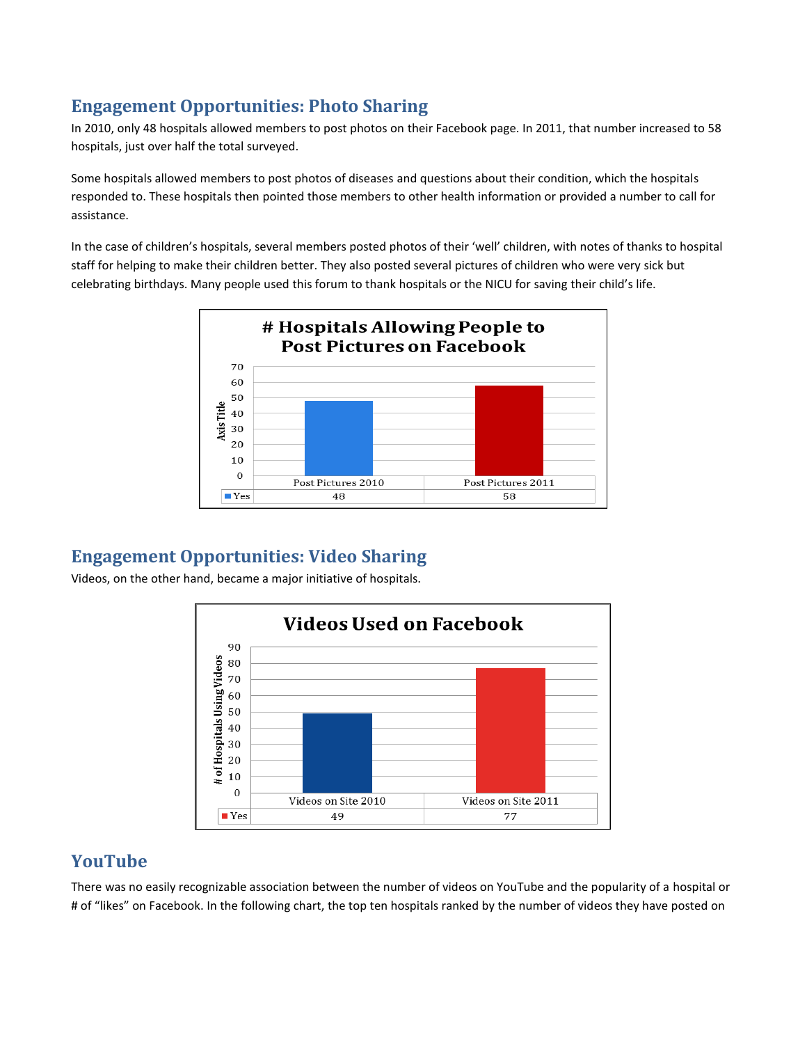## Engagement Opportunities: Photo Sharing

In 2010, only 48 hospitals allowed members to post photos on their Facebook page. In 2011, that number increased to 58 hospitals, just over half the total surveyed.

Some hospitals allowed members to post photos of diseases and questions about their condition, which the hospitals responded to. These hospitals then pointed those members to other health information or provided a number to call for assistance.

In the case of children's hospitals, several members posted photos of their 'well' children, with notes of thanks to hospital staff for helping to make their children better. They also posted several pictures of children who were very sick but celebrating birthdays. Many people used this forum to thank hospitals or the NICU for saving their child's life.

**# Hospitals Allowing People to Post Pictures on Facebook**

| | Post Pictures 2010 | Post Pictures 2011 |
|---|---|---|
| Yes | 48 | 58 |

## Engagement Opportunities: Video Sharing

Videos, on the other hand, became a major initiative of hospitals.

**Videos Used on Facebook**

| | Videos on Site 2010 | Videos on Site 2011 |
|---|---|---|
| Yes | 49 | 77 |

## YouTube

There was no easily recognizable association between the number of videos on YouTube and the popularity of a hospital or # of "likes" on Facebook. In the following chart, the top ten hospitals ranked by the number of videos they have posted on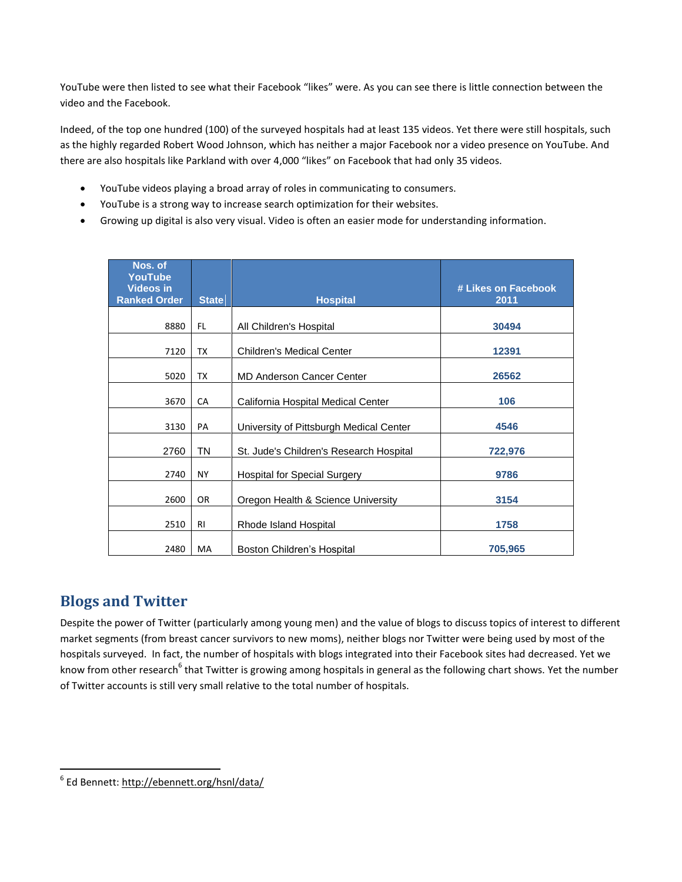YouTube were then listed to see what their Facebook "likes" were. As you can see there is little connection between the video and the Facebook.

Indeed, of the top one hundred (100) of the surveyed hospitals had at least 135 videos. Yet there were still hospitals, such as the highly regarded Robert Wood Johnson, which has neither a major Facebook nor a video presence on YouTube. And there are also hospitals like Parkland with over 4,000 "likes" on Facebook that had only 35 videos.

- YouTube videos playing a broad array of roles in communicating to consumers.
- YouTube is a strong way to increase search optimization for their websites.
- Growing up digital is also very visual. Video is often an easier mode for understanding information.

| Nos. of YouTube Videos in Ranked Order | State | Hospital | # Likes on Facebook 2011 |
|---|---|---|---|
| 8880 | FL | All Children's Hospital | 30494 |
| 7120 | TX | Children's Medical Center | 12391 |
| 5020 | TX | MD Anderson Cancer Center | 26562 |
| 3670 | CA | California Hospital Medical Center | 106 |
| 3130 | PA | University of Pittsburgh Medical Center | 4546 |
| 2760 | TN | St. Jude's Children's Research Hospital | 722,976 |
| 2740 | NY | Hospital for Special Surgery | 9786 |
| 2600 | OR | Oregon Health & Science University | 3154 |
| 2510 | RI | Rhode Island Hospital | 1758 |
| 2480 | MA | Boston Children's Hospital | 705,965 |

## Blogs and Twitter

Despite the power of Twitter (particularly among young men) and the value of blogs to discuss topics of interest to different market segments (from breast cancer survivors to new moms), neither blogs nor Twitter were being used by most of the hospitals surveyed. In fact, the number of hospitals with blogs integrated into their Facebook sites had decreased. Yet we know from other research[6] that Twitter is growing among hospitals in general as the following chart shows. Yet the number of Twitter accounts is still very small relative to the total number of hospitals.

[6] Ed Bennett: http://ebennett.org/hsnl/data/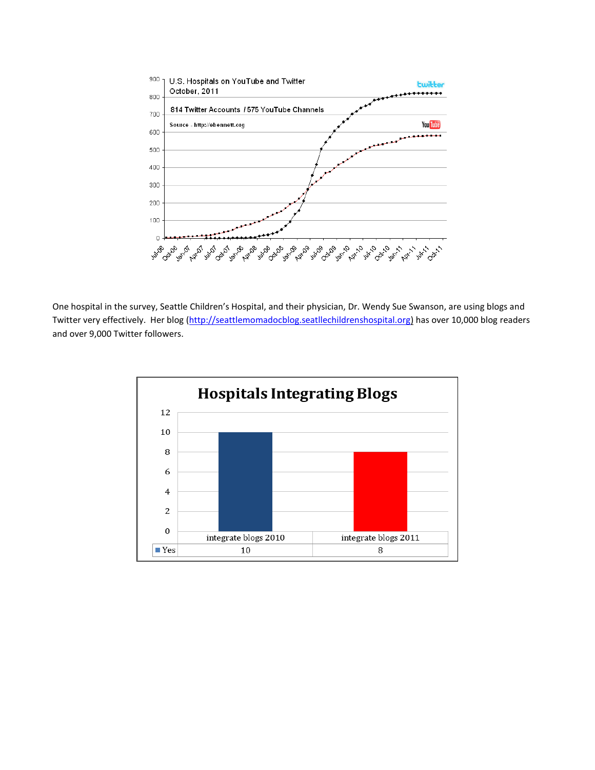U.S. Hospitals on YouTube and Twitter
October, 2011

814 Twitter Accounts / 575 YouTube Channels

Source - http://ebennett.org

One hospital in the survey, Seattle Children's Hospital, and their physician, Dr. Wendy Sue Swanson, are using blogs and Twitter very effectively. Her blog (http://seattlemomadocblog.seatllechildrenshospital.org) has over 10,000 blog readers and over 9,000 Twitter followers.

**Hospitals Integrating Blogs**

| | integrate blogs 2010 | integrate blogs 2011 |
|---|---|---|
| Yes | 10 | 8 |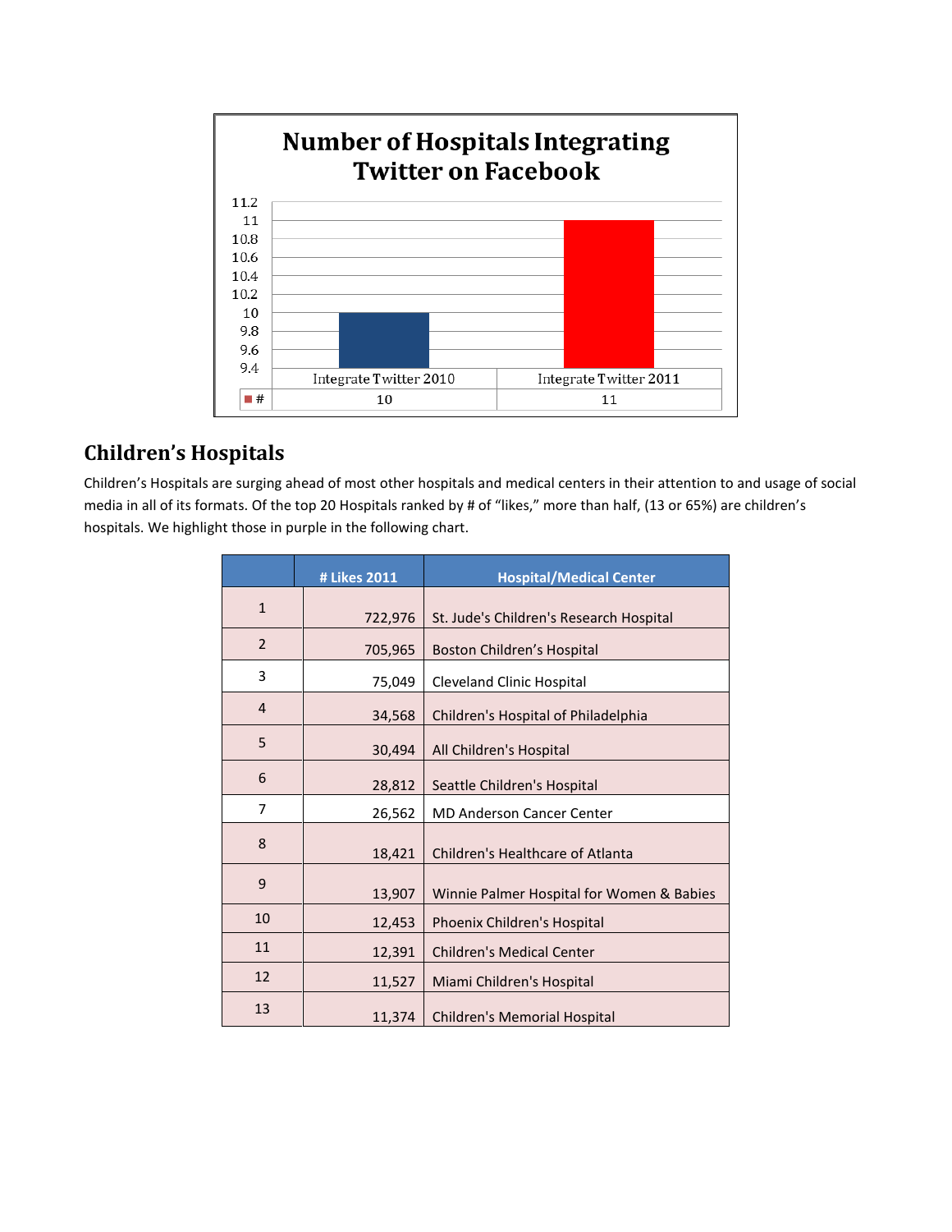**Number of Hospitals Integrating Twitter on Facebook**

| | Integrate Twitter 2010 | Integrate Twitter 2011 |
| --- | --- | --- |
| # | 10 | 11 |

## Children's Hospitals

Children's Hospitals are surging ahead of most other hospitals and medical centers in their attention to and usage of social media in all of its formats. Of the top 20 Hospitals ranked by # of "likes," more than half, (13 or 65%) are children's hospitals. We highlight those in purple in the following chart.

| | # Likes 2011 | Hospital/Medical Center |
| --- | --- | --- |
| 1 | 722,976 | St. Jude's Children's Research Hospital |
| 2 | 705,965 | Boston Children's Hospital |
| 3 | 75,049 | Cleveland Clinic Hospital |
| 4 | 34,568 | Children's Hospital of Philadelphia |
| 5 | 30,494 | All Children's Hospital |
| 6 | 28,812 | Seattle Children's Hospital |
| 7 | 26,562 | MD Anderson Cancer Center |
| 8 | 18,421 | Children's Healthcare of Atlanta |
| 9 | 13,907 | Winnie Palmer Hospital for Women & Babies |
| 10 | 12,453 | Phoenix Children's Hospital |
| 11 | 12,391 | Children's Medical Center |
| 12 | 11,527 | Miami Children's Hospital |
| 13 | 11,374 | Children's Memorial Hospital |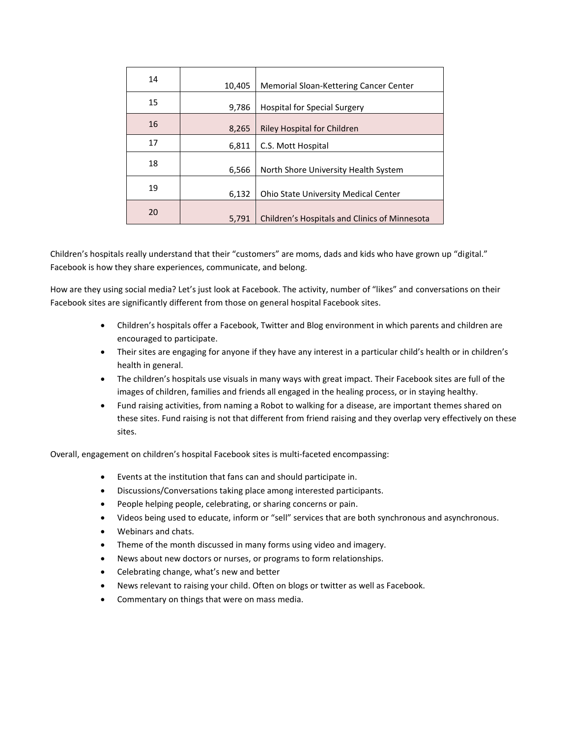| | | |
|---|---|---|
| 14 | 10,405 | Memorial Sloan-Kettering Cancer Center |
| 15 | 9,786 | Hospital for Special Surgery |
| 16 | 8,265 | Riley Hospital for Children |
| 17 | 6,811 | C.S. Mott Hospital |
| 18 | 6,566 | North Shore University Health System |
| 19 | 6,132 | Ohio State University Medical Center |
| 20 | 5,791 | Children's Hospitals and Clinics of Minnesota |

Children's hospitals really understand that their "customers" are moms, dads and kids who have grown up "digital." Facebook is how they share experiences, communicate, and belong.

How are they using social media? Let's just look at Facebook. The activity, number of "likes" and conversations on their Facebook sites are significantly different from those on general hospital Facebook sites.

- Children's hospitals offer a Facebook, Twitter and Blog environment in which parents and children are encouraged to participate.
- Their sites are engaging for anyone if they have any interest in a particular child's health or in children's health in general.
- The children's hospitals use visuals in many ways with great impact. Their Facebook sites are full of the images of children, families and friends all engaged in the healing process, or in staying healthy.
- Fund raising activities, from naming a Robot to walking for a disease, are important themes shared on these sites. Fund raising is not that different from friend raising and they overlap very effectively on these sites.

Overall, engagement on children's hospital Facebook sites is multi-faceted encompassing:

- Events at the institution that fans can and should participate in.
- Discussions/Conversations taking place among interested participants.
- People helping people, celebrating, or sharing concerns or pain.
- Videos being used to educate, inform or "sell" services that are both synchronous and asynchronous.
- Webinars and chats.
- Theme of the month discussed in many forms using video and imagery.
- News about new doctors or nurses, or programs to form relationships.
- Celebrating change, what's new and better
- News relevant to raising your child. Often on blogs or twitter as well as Facebook.
- Commentary on things that were on mass media.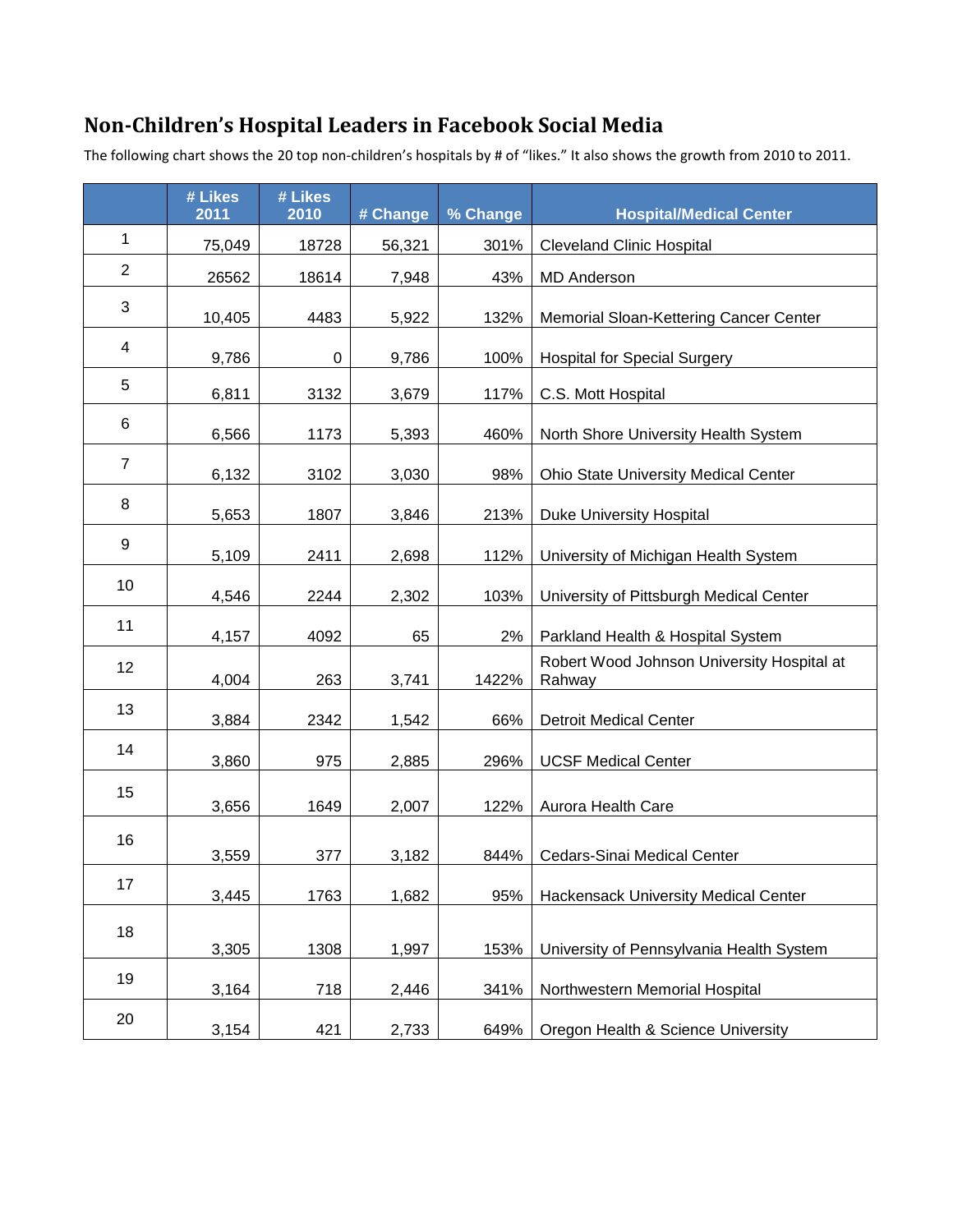## Non-Children's Hospital Leaders in Facebook Social Media

The following chart shows the 20 top non-children's hospitals by # of "likes." It also shows the growth from 2010 to 2011.

| | # Likes 2011 | # Likes 2010 | # Change | % Change | Hospital/Medical Center |
|---|---|---|---|---|---|
| 1 | 75,049 | 18728 | 56,321 | 301% | Cleveland Clinic Hospital |
| 2 | 26562 | 18614 | 7,948 | 43% | MD Anderson |
| 3 | 10,405 | 4483 | 5,922 | 132% | Memorial Sloan-Kettering Cancer Center |
| 4 | 9,786 | 0 | 9,786 | 100% | Hospital for Special Surgery |
| 5 | 6,811 | 3132 | 3,679 | 117% | C.S. Mott Hospital |
| 6 | 6,566 | 1173 | 5,393 | 460% | North Shore University Health System |
| 7 | 6,132 | 3102 | 3,030 | 98% | Ohio State University Medical Center |
| 8 | 5,653 | 1807 | 3,846 | 213% | Duke University Hospital |
| 9 | 5,109 | 2411 | 2,698 | 112% | University of Michigan Health System |
| 10 | 4,546 | 2244 | 2,302 | 103% | University of Pittsburgh Medical Center |
| 11 | 4,157 | 4092 | 65 | 2% | Parkland Health & Hospital System |
| 12 | 4,004 | 263 | 3,741 | 1422% | Robert Wood Johnson University Hospital at Rahway |
| 13 | 3,884 | 2342 | 1,542 | 66% | Detroit Medical Center |
| 14 | 3,860 | 975 | 2,885 | 296% | UCSF Medical Center |
| 15 | 3,656 | 1649 | 2,007 | 122% | Aurora Health Care |
| 16 | 3,559 | 377 | 3,182 | 844% | Cedars-Sinai Medical Center |
| 17 | 3,445 | 1763 | 1,682 | 95% | Hackensack University Medical Center |
| 18 | 3,305 | 1308 | 1,997 | 153% | University of Pennsylvania Health System |
| 19 | 3,164 | 718 | 2,446 | 341% | Northwestern Memorial Hospital |
| 20 | 3,154 | 421 | 2,733 | 649% | Oregon Health & Science University |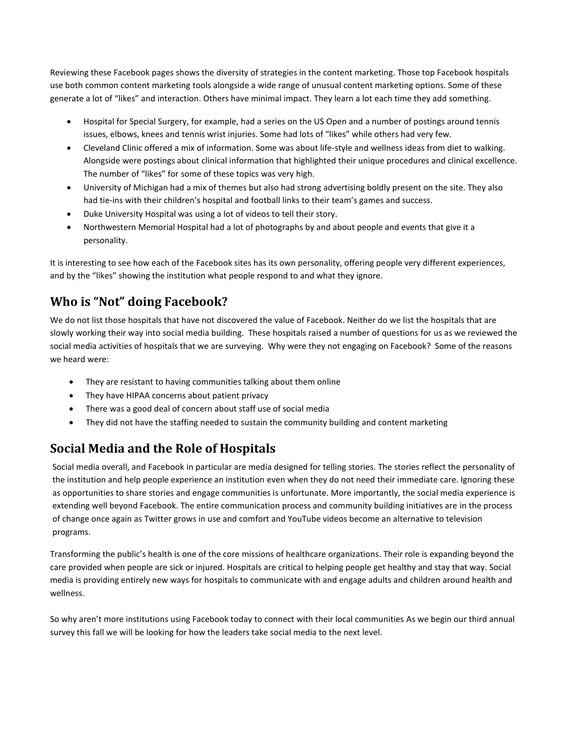Reviewing these Facebook pages shows the diversity of strategies in the content marketing. Those top Facebook hospitals use both common content marketing tools alongside a wide range of unusual content marketing options. Some of these generate a lot of "likes" and interaction. Others have minimal impact. They learn a lot each time they add something.

- Hospital for Special Surgery, for example, had a series on the US Open and a number of postings around tennis issues, elbows, knees and tennis wrist injuries. Some had lots of "likes" while others had very few.
- Cleveland Clinic offered a mix of information. Some was about life-style and wellness ideas from diet to walking. Alongside were postings about clinical information that highlighted their unique procedures and clinical excellence. The number of "likes" for some of these topics was very high.
- University of Michigan had a mix of themes but also had strong advertising boldly present on the site. They also had tie-ins with their children's hospital and football links to their team's games and success.
- Duke University Hospital was using a lot of videos to tell their story.
- Northwestern Memorial Hospital had a lot of photographs by and about people and events that give it a personality.

It is interesting to see how each of the Facebook sites has its own personality, offering people very different experiences, and by the "likes" showing the institution what people respond to and what they ignore.

## Who is "Not" doing Facebook?

We do not list those hospitals that have not discovered the value of Facebook. Neither do we list the hospitals that are slowly working their way into social media building. These hospitals raised a number of questions for us as we reviewed the social media activities of hospitals that we are surveying. Why were they not engaging on Facebook? Some of the reasons we heard were:

- They are resistant to having communities talking about them online
- They have HIPAA concerns about patient privacy
- There was a good deal of concern about staff use of social media
- They did not have the staffing needed to sustain the community building and content marketing

## Social Media and the Role of Hospitals

Social media overall, and Facebook in particular are media designed for telling stories. The stories reflect the personality of the institution and help people experience an institution even when they do not need their immediate care. Ignoring these as opportunities to share stories and engage communities is unfortunate. More importantly, the social media experience is extending well beyond Facebook. The entire communication process and community building initiatives are in the process of change once again as Twitter grows in use and comfort and YouTube videos become an alternative to television programs.

Transforming the public's health is one of the core missions of healthcare organizations. Their role is expanding beyond the care provided when people are sick or injured. Hospitals are critical to helping people get healthy and stay that way. Social media is providing entirely new ways for hospitals to communicate with and engage adults and children around health and wellness.

So why aren't more institutions using Facebook today to connect with their local communities As we begin our third annual survey this fall we will be looking for how the leaders take social media to the next level.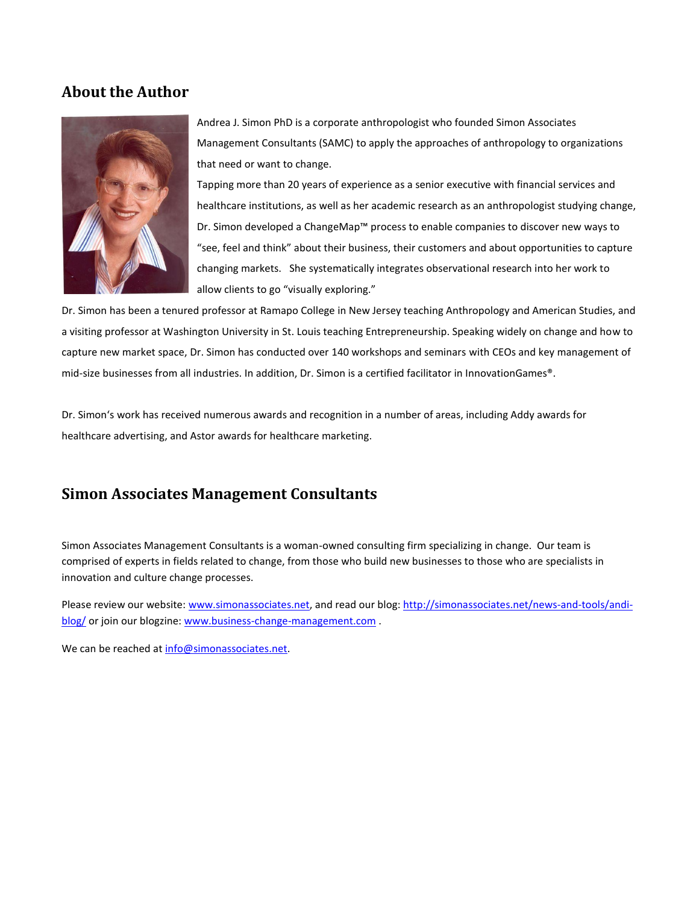## About the Author

Andrea J. Simon PhD is a corporate anthropologist who founded Simon Associates Management Consultants (SAMC) to apply the approaches of anthropology to organizations that need or want to change.

Tapping more than 20 years of experience as a senior executive with financial services and healthcare institutions, as well as her academic research as an anthropologist studying change, Dr. Simon developed a ChangeMap™ process to enable companies to discover new ways to "see, feel and think" about their business, their customers and about opportunities to capture changing markets. She systematically integrates observational research into her work to allow clients to go "visually exploring."

Dr. Simon has been a tenured professor at Ramapo College in New Jersey teaching Anthropology and American Studies, and a visiting professor at Washington University in St. Louis teaching Entrepreneurship. Speaking widely on change and how to capture new market space, Dr. Simon has conducted over 140 workshops and seminars with CEOs and key management of mid-size businesses from all industries. In addition, Dr. Simon is a certified facilitator in InnovationGames®.

Dr. Simon's work has received numerous awards and recognition in a number of areas, including Addy awards for healthcare advertising, and Astor awards for healthcare marketing.

## Simon Associates Management Consultants

Simon Associates Management Consultants is a woman-owned consulting firm specializing in change. Our team is comprised of experts in fields related to change, from those who build new businesses to those who are specialists in innovation and culture change processes.

Please review our website: www.simonassociates.net, and read our blog: http://simonassociates.net/news-and-tools/andi-blog/ or join our blogzine: www.business-change-management.com .

We can be reached at info@simonassociates.net.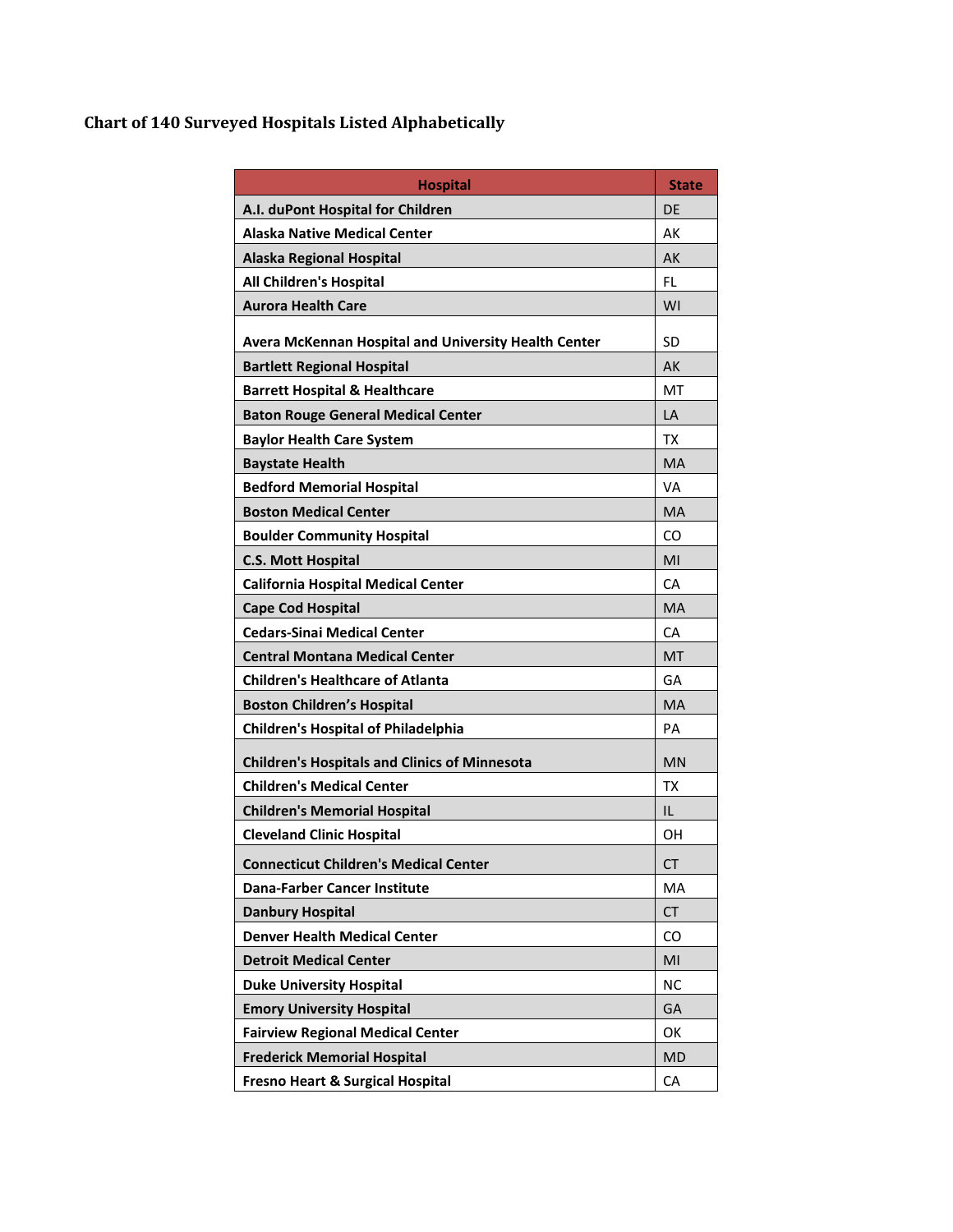### Chart of 140 Surveyed Hospitals Listed Alphabetically

| Hospital | State |
|---|---|
| A.I. duPont Hospital for Children | DE |
| Alaska Native Medical Center | AK |
| Alaska Regional Hospital | AK |
| All Children's Hospital | FL |
| Aurora Health Care | WI |
| Avera McKennan Hospital and University Health Center | SD |
| Bartlett Regional Hospital | AK |
| Barrett Hospital & Healthcare | MT |
| Baton Rouge General Medical Center | LA |
| Baylor Health Care System | TX |
| Baystate Health | MA |
| Bedford Memorial Hospital | VA |
| Boston Medical Center | MA |
| Boulder Community Hospital | CO |
| C.S. Mott Hospital | MI |
| California Hospital Medical Center | CA |
| Cape Cod Hospital | MA |
| Cedars-Sinai Medical Center | CA |
| Central Montana Medical Center | MT |
| Children's Healthcare of Atlanta | GA |
| Boston Children's Hospital | MA |
| Children's Hospital of Philadelphia | PA |
| Children's Hospitals and Clinics of Minnesota | MN |
| Children's Medical Center | TX |
| Children's Memorial Hospital | IL |
| Cleveland Clinic Hospital | OH |
| Connecticut Children's Medical Center | CT |
| Dana-Farber Cancer Institute | MA |
| Danbury Hospital | CT |
| Denver Health Medical Center | CO |
| Detroit Medical Center | MI |
| Duke University Hospital | NC |
| Emory University Hospital | GA |
| Fairview Regional Medical Center | OK |
| Frederick Memorial Hospital | MD |
| Fresno Heart & Surgical Hospital | CA |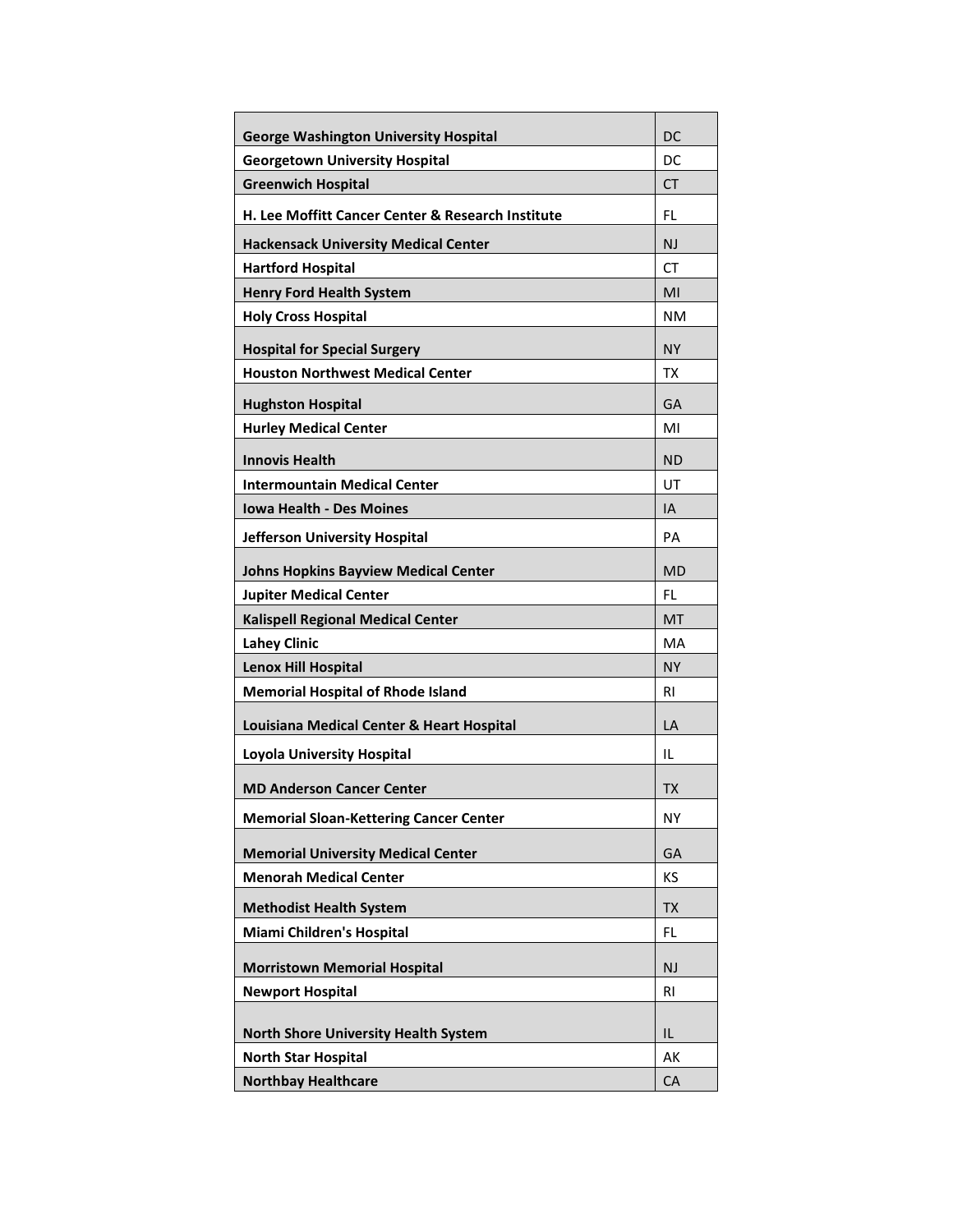| George Washington University Hospital | DC |
|---|---|
| Georgetown University Hospital | DC |
| Greenwich Hospital | CT |
| H. Lee Moffitt Cancer Center & Research Institute | FL |
| Hackensack University Medical Center | NJ |
| Hartford Hospital | CT |
| Henry Ford Health System | MI |
| Holy Cross Hospital | NM |
| Hospital for Special Surgery | NY |
| Houston Northwest Medical Center | TX |
| Hughston Hospital | GA |
| Hurley Medical Center | MI |
| Innovis Health | ND |
| Intermountain Medical Center | UT |
| Iowa Health - Des Moines | IA |
| Jefferson University Hospital | PA |
| Johns Hopkins Bayview Medical Center | MD |
| Jupiter Medical Center | FL |
| Kalispell Regional Medical Center | MT |
| Lahey Clinic | MA |
| Lenox Hill Hospital | NY |
| Memorial Hospital of Rhode Island | RI |
| Louisiana Medical Center & Heart Hospital | LA |
| Loyola University Hospital | IL |
| MD Anderson Cancer Center | TX |
| Memorial Sloan-Kettering Cancer Center | NY |
| Memorial University Medical Center | GA |
| Menorah Medical Center | KS |
| Methodist Health System | TX |
| Miami Children's Hospital | FL |
| Morristown Memorial Hospital | NJ |
| Newport Hospital | RI |
| North Shore University Health System | IL |
| North Star Hospital | AK |
| Northbay Healthcare | CA |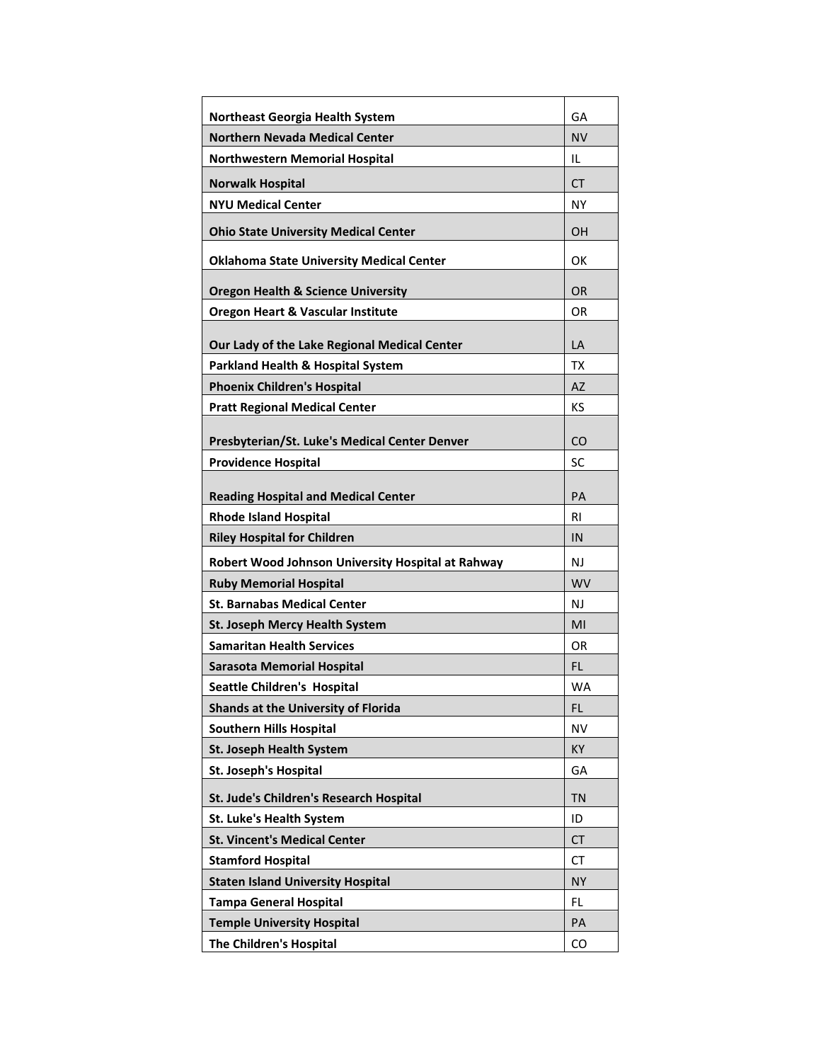| | |
|---|---|
| **Northeast Georgia Health System** | GA |
| **Northern Nevada Medical Center** | NV |
| **Northwestern Memorial Hospital** | IL |
| **Norwalk Hospital** | CT |
| **NYU Medical Center** | NY |
| **Ohio State University Medical Center** | OH |
| **Oklahoma State University Medical Center** | OK |
| **Oregon Health & Science University** | OR |
| **Oregon Heart & Vascular Institute** | OR |
| **Our Lady of the Lake Regional Medical Center** | LA |
| **Parkland Health & Hospital System** | TX |
| **Phoenix Children's Hospital** | AZ |
| **Pratt Regional Medical Center** | KS |
| **Presbyterian/St. Luke's Medical Center Denver** | CO |
| **Providence Hospital** | SC |
| **Reading Hospital and Medical Center** | PA |
| **Rhode Island Hospital** | RI |
| **Riley Hospital for Children** | IN |
| **Robert Wood Johnson University Hospital at Rahway** | NJ |
| **Ruby Memorial Hospital** | WV |
| **St. Barnabas Medical Center** | NJ |
| **St. Joseph Mercy Health System** | MI |
| **Samaritan Health Services** | OR |
| **Sarasota Memorial Hospital** | FL |
| **Seattle Children's  Hospital** | WA |
| **Shands at the University of Florida** | FL |
| **Southern Hills Hospital** | NV |
| **St. Joseph Health System** | KY |
| **St. Joseph's Hospital** | GA |
| **St. Jude's Children's Research Hospital** | TN |
| **St. Luke's Health System** | ID |
| **St. Vincent's Medical Center** | CT |
| **Stamford Hospital** | CT |
| **Staten Island University Hospital** | NY |
| **Tampa General Hospital** | FL |
| **Temple University Hospital** | PA |
| **The Children's Hospital** | CO |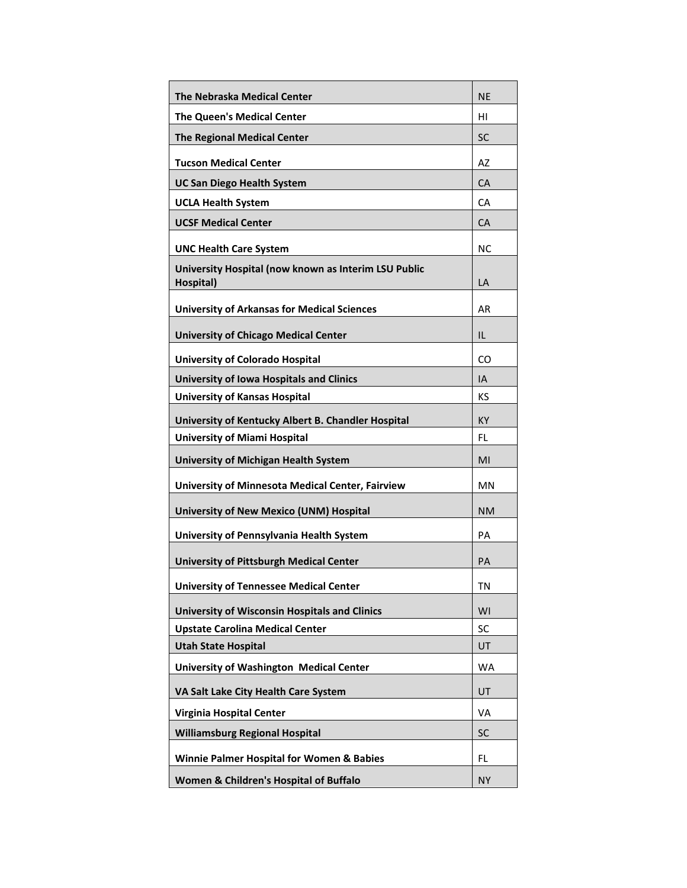| | |
|---|---|
| **The Nebraska Medical Center** | NE |
| **The Queen's Medical Center** | HI |
| **The Regional Medical Center** | SC |
| **Tucson Medical Center** | AZ |
| **UC San Diego Health System** | CA |
| **UCLA Health System** | CA |
| **UCSF Medical Center** | CA |
| **UNC Health Care System** | NC |
| **University Hospital (now known as Interim LSU Public Hospital)** | LA |
| **University of Arkansas for Medical Sciences** | AR |
| **University of Chicago Medical Center** | IL |
| **University of Colorado Hospital** | CO |
| **University of Iowa Hospitals and Clinics** | IA |
| **University of Kansas Hospital** | KS |
| **University of Kentucky Albert B. Chandler Hospital** | KY |
| **University of Miami Hospital** | FL |
| **University of Michigan Health System** | MI |
| **University of Minnesota Medical Center, Fairview** | MN |
| **University of New Mexico (UNM) Hospital** | NM |
| **University of Pennsylvania Health System** | PA |
| **University of Pittsburgh Medical Center** | PA |
| **University of Tennessee Medical Center** | TN |
| **University of Wisconsin Hospitals and Clinics** | WI |
| **Upstate Carolina Medical Center** | SC |
| **Utah State Hospital** | UT |
| **University of Washington Medical Center** | WA |
| **VA Salt Lake City Health Care System** | UT |
| **Virginia Hospital Center** | VA |
| **Williamsburg Regional Hospital** | SC |
| **Winnie Palmer Hospital for Women & Babies** | FL |
| **Women & Children's Hospital of Buffalo** | NY |